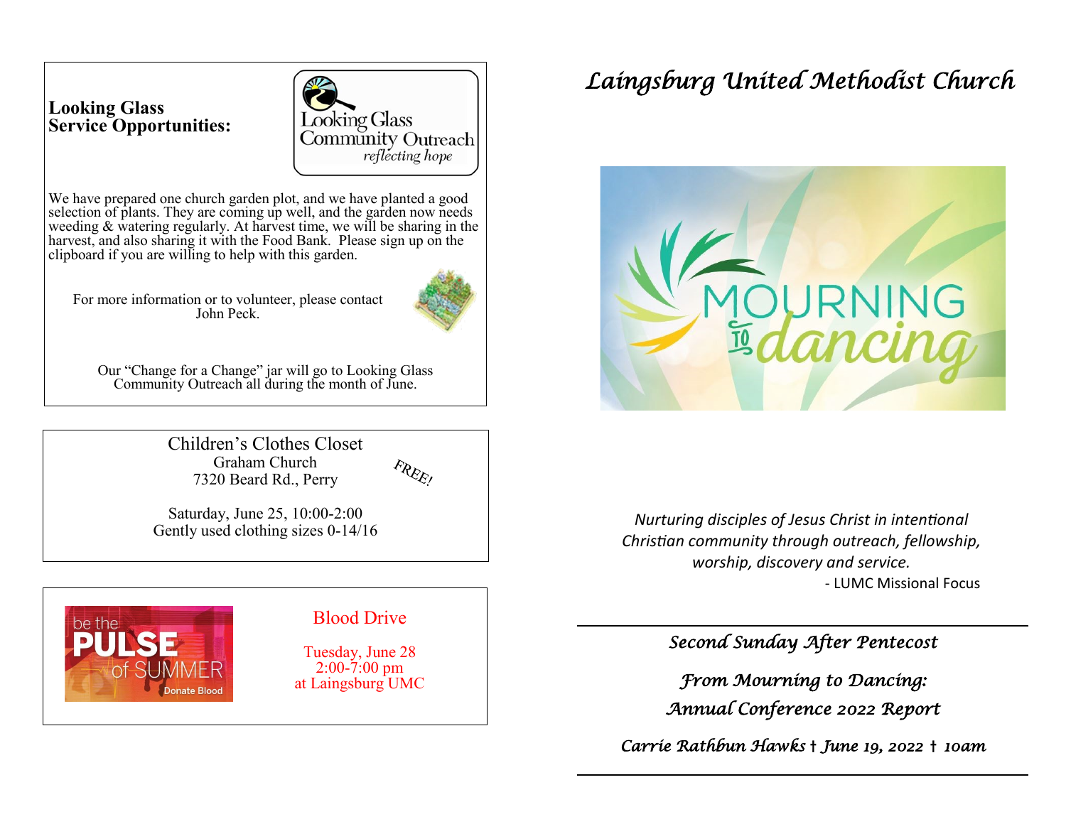**Looking Glass Service Opportunities:**

Looking Glass Community Outreach
*reflecting hope*

We have prepared one church garden plot, and we have planted a good selection of plants. They are coming up well, and the garden now needs weeding & watering regularly. At harvest time, we will be sharing in the harvest, and also sharing it with the Food Bank. Please sign up on the clipboard if you are willing to help with this garden.

For more information or to volunteer, please contact John Peck.

Our "Change for a Change" jar will go to Looking Glass Community Outreach all during the month of June.

---

Children's Clothes Closet
Graham Church
7320 Beard Rd., Perry

FREE!

Saturday, June 25, 10:00-2:00
Gently used clothing sizes 0-14/16

---

be the PULSE of SUMMER
Donate Blood

Blood Drive

Tuesday, June 28
2:00-7:00 pm
at Laingsburg UMC

---

# *Laingsburg United Methodist Church*

MOURNING to dancing

*Nurturing disciples of Jesus Christ in intentional Christian community through outreach, fellowship, worship, discovery and service.*

\- LUMC Missional Focus

---

## *Second Sunday After Pentecost*

## *From Mourning to Dancing: Annual Conference 2022 Report*

*Carrie Rathbun Hawks † June 19, 2022 † 10am*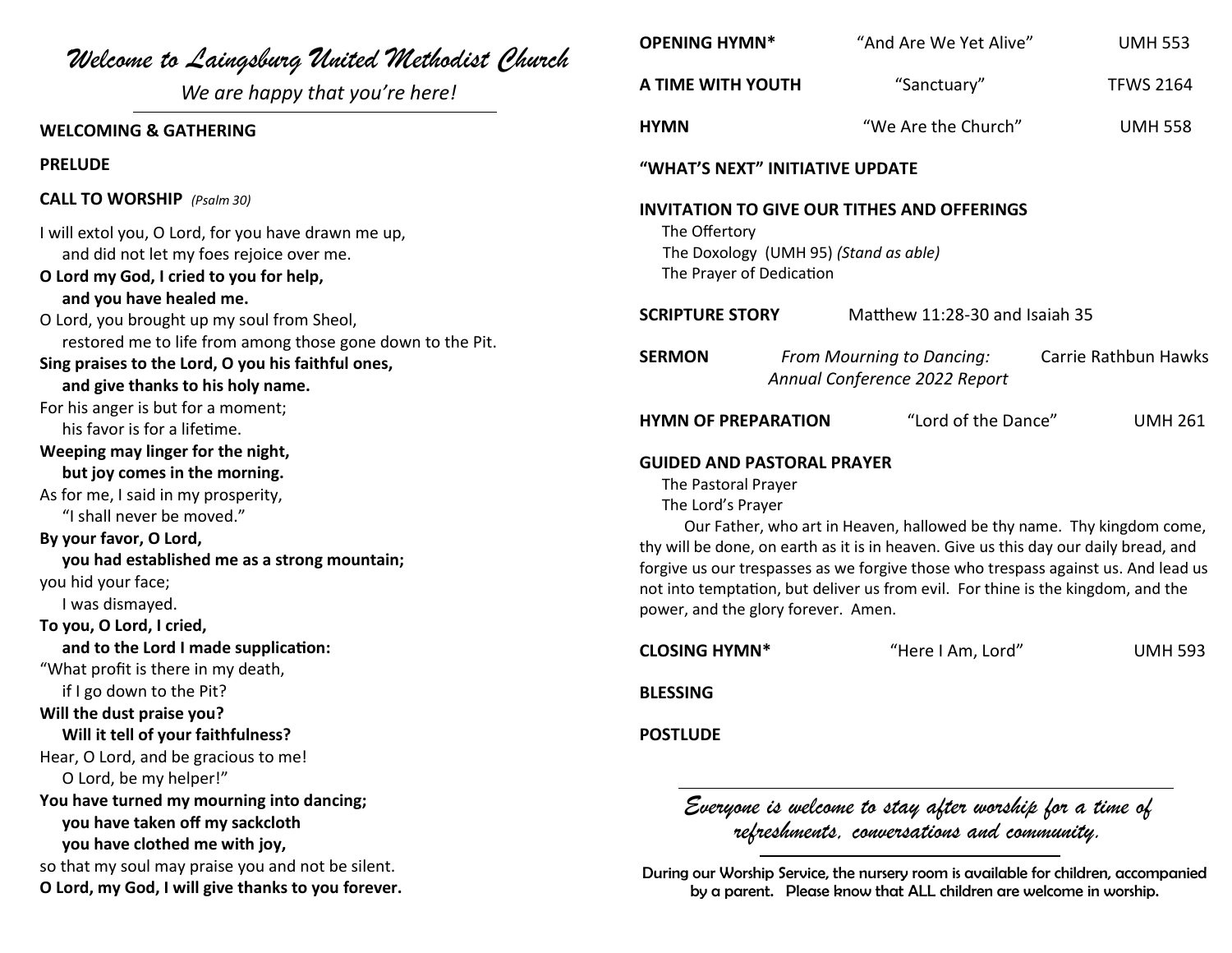# *Welcome to Laingsburg United Methodist Church*

*We are happy that you're here!*

---

**WELCOMING & GATHERING**

**PRELUDE**

**CALL TO WORSHIP** *(Psalm 30)*

I will extol you, O Lord, for you have drawn me up,
and did not let my foes rejoice over me.
**O Lord my God, I cried to you for help,**
**and you have healed me.**
O Lord, you brought up my soul from Sheol,
restored me to life from among those gone down to the Pit.
**Sing praises to the Lord, O you his faithful ones,**
**and give thanks to his holy name.**
For his anger is but for a moment;
his favor is for a lifetime.
**Weeping may linger for the night,**
**but joy comes in the morning.**
As for me, I said in my prosperity,
"I shall never be moved."
**By your favor, O Lord,**
**you had established me as a strong mountain;**
you hid your face;
I was dismayed.
**To you, O Lord, I cried,**
**and to the Lord I made supplication:**
"What profit is there in my death,
if I go down to the Pit?
**Will the dust praise you?**
**Will it tell of your faithfulness?**
Hear, O Lord, and be gracious to me!
O Lord, be my helper!"
**You have turned my mourning into dancing;**
**you have taken off my sackcloth**
**you have clothed me with joy,**
so that my soul may praise you and not be silent.
**O Lord, my God, I will give thanks to you forever.**

**OPENING HYMN*** "And Are We Yet Alive" UMH 553

**A TIME WITH YOUTH** "Sanctuary" TFWS 2164

**HYMN** "We Are the Church" UMH 558

**"WHAT'S NEXT" INITIATIVE UPDATE**

**INVITATION TO GIVE OUR TITHES AND OFFERINGS**
The Offertory
The Doxology (UMH 95) *(Stand as able)*
The Prayer of Dedication

**SCRIPTURE STORY** Matthew 11:28-30 and Isaiah 35

**SERMON** *From Mourning to Dancing: Annual Conference 2022 Report* Carrie Rathbun Hawks

**HYMN OF PREPARATION** "Lord of the Dance" UMH 261

**GUIDED AND PASTORAL PRAYER**
The Pastoral Prayer
The Lord's Prayer

Our Father, who art in Heaven, hallowed be thy name. Thy kingdom come, thy will be done, on earth as it is in heaven. Give us this day our daily bread, and forgive us our trespasses as we forgive those who trespass against us. And lead us not into temptation, but deliver us from evil. For thine is the kingdom, and the power, and the glory forever. Amen.

**CLOSING HYMN*** "Here I Am, Lord" UMH 593

**BLESSING**

**POSTLUDE**

---

*Everyone is welcome to stay after worship for a time of refreshments, conversations and community.*

---

During our Worship Service, the nursery room is available for children, accompanied by a parent. Please know that ALL children are welcome in worship.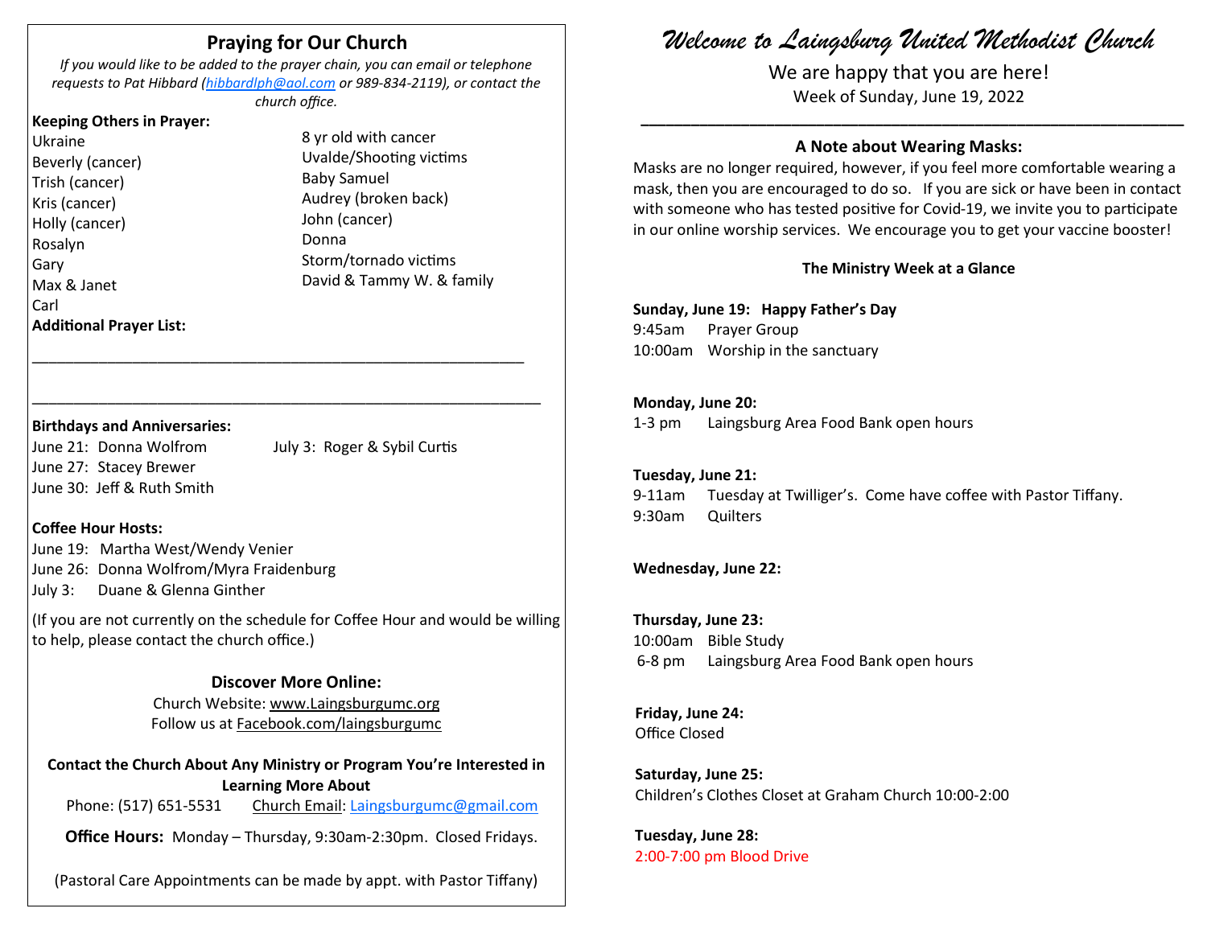## Praying for Our Church

*If you would like to be added to the prayer chain, you can email or telephone requests to Pat Hibbard (hibbardlph@aol.com or 989-834-2119), or contact the church office.*

**Keeping Others in Prayer:**

Ukraine
Beverly (cancer)
Trish (cancer)
Kris (cancer)
Holly (cancer)
Rosalyn
Gary
Max & Janet
Carl
8 yr old with cancer
Uvalde/Shooting victims
Baby Samuel
Audrey (broken back)
John (cancer)
Donna
Storm/tornado victims
David & Tammy W. & family

**Additional Prayer List:**

\_\_\_\_\_\_\_\_\_\_\_\_\_\_\_\_\_\_\_\_\_\_\_\_\_\_\_\_\_\_\_\_\_\_\_\_\_\_\_\_\_\_\_\_\_\_\_\_\_\_\_\_\_\_\_\_

\_\_\_\_\_\_\_\_\_\_\_\_\_\_\_\_\_\_\_\_\_\_\_\_\_\_\_\_\_\_\_\_\_\_\_\_\_\_\_\_\_\_\_\_\_\_\_\_\_\_\_\_\_\_\_\_

**Birthdays and Anniversaries:**

June 21: Donna Wolfrom
June 27: Stacey Brewer
June 30: Jeff & Ruth Smith
July 3: Roger & Sybil Curtis

**Coffee Hour Hosts:**

June 19: Martha West/Wendy Venier
June 26: Donna Wolfrom/Myra Fraidenburg
July 3: Duane & Glenna Ginther

(If you are not currently on the schedule for Coffee Hour and would be willing to help, please contact the church office.)

### Discover More Online:

Church Website: www.Laingsburgumc.org
Follow us at Facebook.com/laingsburgumc

**Contact the Church About Any Ministry or Program You're Interested in Learning More About**

Phone: (517) 651-5531 Church Email: Laingsburgumc@gmail.com

**Office Hours:** Monday – Thursday, 9:30am-2:30pm. Closed Fridays.

(Pastoral Care Appointments can be made by appt. with Pastor Tiffany)

# *Welcome to Laingsburg United Methodist Church*

We are happy that you are here!
Week of Sunday, June 19, 2022

---

### A Note about Wearing Masks:

Masks are no longer required, however, if you feel more comfortable wearing a mask, then you are encouraged to do so. If you are sick or have been in contact with someone who has tested positive for Covid-19, we invite you to participate in our online worship services. We encourage you to get your vaccine booster!

**The Ministry Week at a Glance**

**Sunday, June 19: Happy Father's Day**
9:45am Prayer Group
10:00am Worship in the sanctuary

**Monday, June 20:**
1-3 pm Laingsburg Area Food Bank open hours

**Tuesday, June 21:**
9-11am Tuesday at Twilliger's. Come have coffee with Pastor Tiffany.
9:30am Quilters

**Wednesday, June 22:**

**Thursday, June 23:**
10:00am Bible Study
6-8 pm Laingsburg Area Food Bank open hours

**Friday, June 24:**
Office Closed

**Saturday, June 25:**
Children's Clothes Closet at Graham Church 10:00-2:00

**Tuesday, June 28:**
2:00-7:00 pm Blood Drive